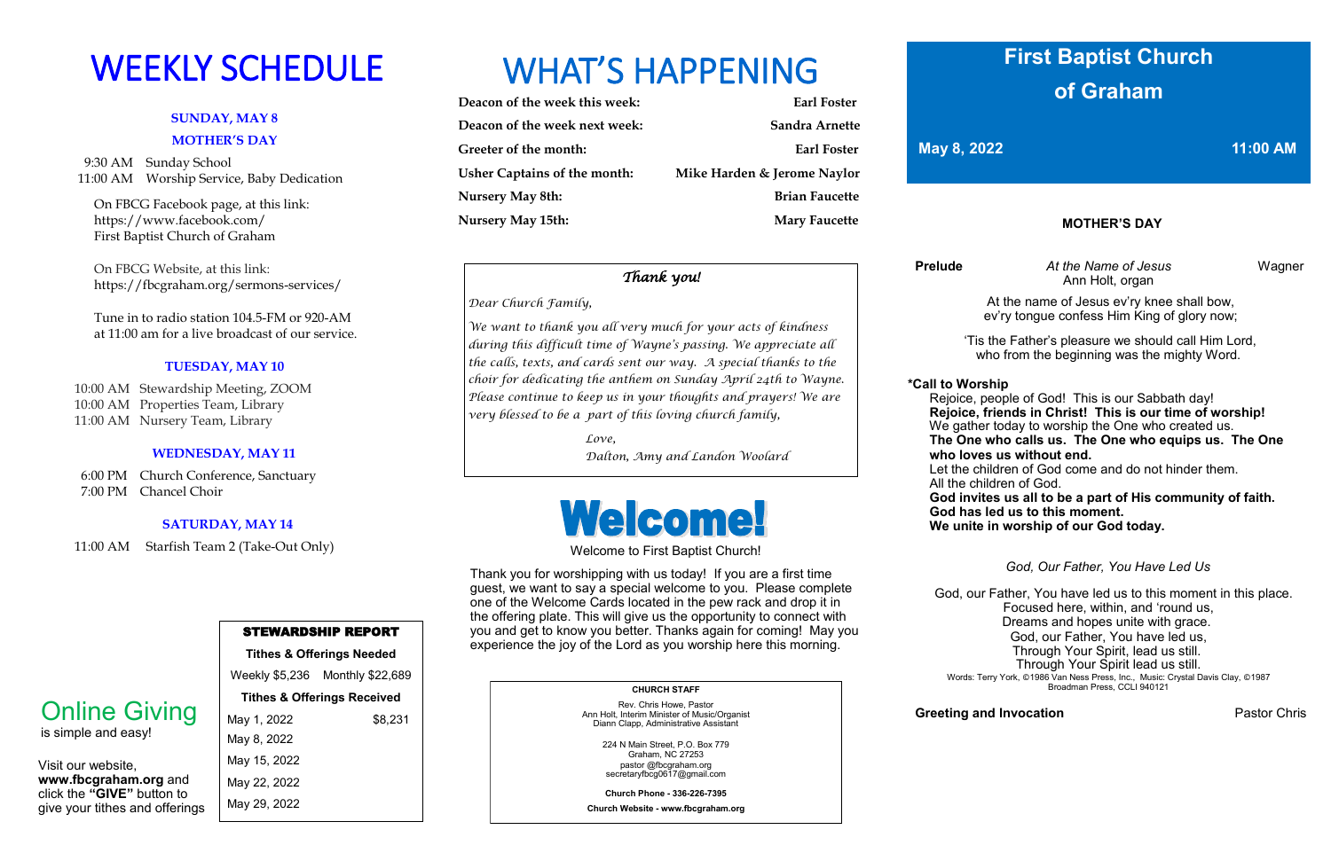# WEEKLY SCHEDULE

### SUNDAY, MAY 8

### MOTHER'S DAY

9:30 AM Sunday School
11:00 AM Worship Service, Baby Dedication

On FBCG Facebook page, at this link:
https://www.facebook.com/
First Baptist Church of Graham

On FBCG Website, at this link:
https://fbcgraham.org/sermons-services/

Tune in to radio station 104.5-FM or 920-AM at 11:00 am for a live broadcast of our service.

### TUESDAY, MAY 10

10:00 AM Stewardship Meeting, ZOOM
10:00 AM Properties Team, Library
11:00 AM Nursery Team, Library

### WEDNESDAY, MAY 11

6:00 PM Church Conference, Sanctuary
7:00 PM Chancel Choir

### SATURDAY, MAY 14

11:00 AM Starfish Team 2 (Take-Out Only)

## Online Giving

is simple and easy!

Visit our website, **www.fbcgraham.org** and click the **"GIVE"** button to give your tithes and offerings

| STEWARDSHIP REPORT | |
|---|---|
| **Tithes & Offerings Needed** | |
| Weekly $5,236 | Monthly $22,689 |
| **Tithes & Offerings Received** | |
| May 1, 2022 | $8,231 |
| May 8, 2022 | |
| May 15, 2022 | |
| May 22, 2022 | |
| May 29, 2022 | |

# WHAT'S HAPPENING

| | |
|---|---|
| **Deacon of the week this week:** | **Earl Foster** |
| **Deacon of the week next week:** | **Sandra Arnette** |
| **Greeter of the month:** | **Earl Foster** |
| **Usher Captains of the month:** | **Mike Harden & Jerome Naylor** |
| **Nursery May 8th:** | **Brian Faucette** |
| **Nursery May 15th:** | **Mary Faucette** |

### *Thank you!*

*Dear Church Family,*

*We want to thank you all very much for your acts of kindness during this difficult time of Wayne's passing. We appreciate all the calls, texts, and cards sent our way. A special thanks to the choir for dedicating the anthem on Sunday April 24th to Wayne. Please continue to keep us in your thoughts and prayers! We are very blessed to be a part of this loving church family,*

*Love,*
*Dalton, Amy and Landon Woolard*

## Welcome!

Welcome to First Baptist Church!

Thank you for worshipping with us today! If you are a first time guest, we want to say a special welcome to you. Please complete one of the Welcome Cards located in the pew rack and drop it in the offering plate. This will give us the opportunity to connect with you and get to know you better. Thanks again for coming! May you experience the joy of the Lord as you worship here this morning.

**CHURCH STAFF**

Rev. Chris Howe, Pastor
Ann Holt, Interim Minister of Music/Organist
Diann Clapp, Administrative Assistant

224 N Main Street, P.O. Box 779
Graham, NC 27253
pastor @fbcgraham.org
secretaryfbcg0617@gmail.com

**Church Phone - 336-226-7395**

**Church Website - www.fbcgraham.org**

# First Baptist Church of Graham

**May 8, 2022** **11:00 AM**

### MOTHER'S DAY

**Prelude** *At the Name of Jesus* Wagner
Ann Holt, organ

At the name of Jesus ev'ry knee shall bow,
ev'ry tongue confess Him King of glory now;

'Tis the Father's pleasure we should call Him Lord,
who from the beginning was the mighty Word.

**\*Call to Worship**

Rejoice, people of God! This is our Sabbath day!
**Rejoice, friends in Christ! This is our time of worship!**
We gather today to worship the One who created us.
**The One who calls us. The One who equips us. The One who loves us without end.**
Let the children of God come and do not hinder them.
All the children of God.
**God invites us all to be a part of His community of faith.**
**God has led us to this moment.**
**We unite in worship of our God today.**

*God, Our Father, You Have Led Us*

God, our Father, You have led us to this moment in this place.
Focused here, within, and 'round us,
Dreams and hopes unite with grace.
God, our Father, You have led us,
Through Your Spirit, lead us still.
Through Your Spirit lead us still.

Words: Terry York, ©1986 Van Ness Press, Inc., Music: Crystal Davis Clay, ©1987 Broadman Press, CCLI 940121

**Greeting and Invocation** Pastor Chris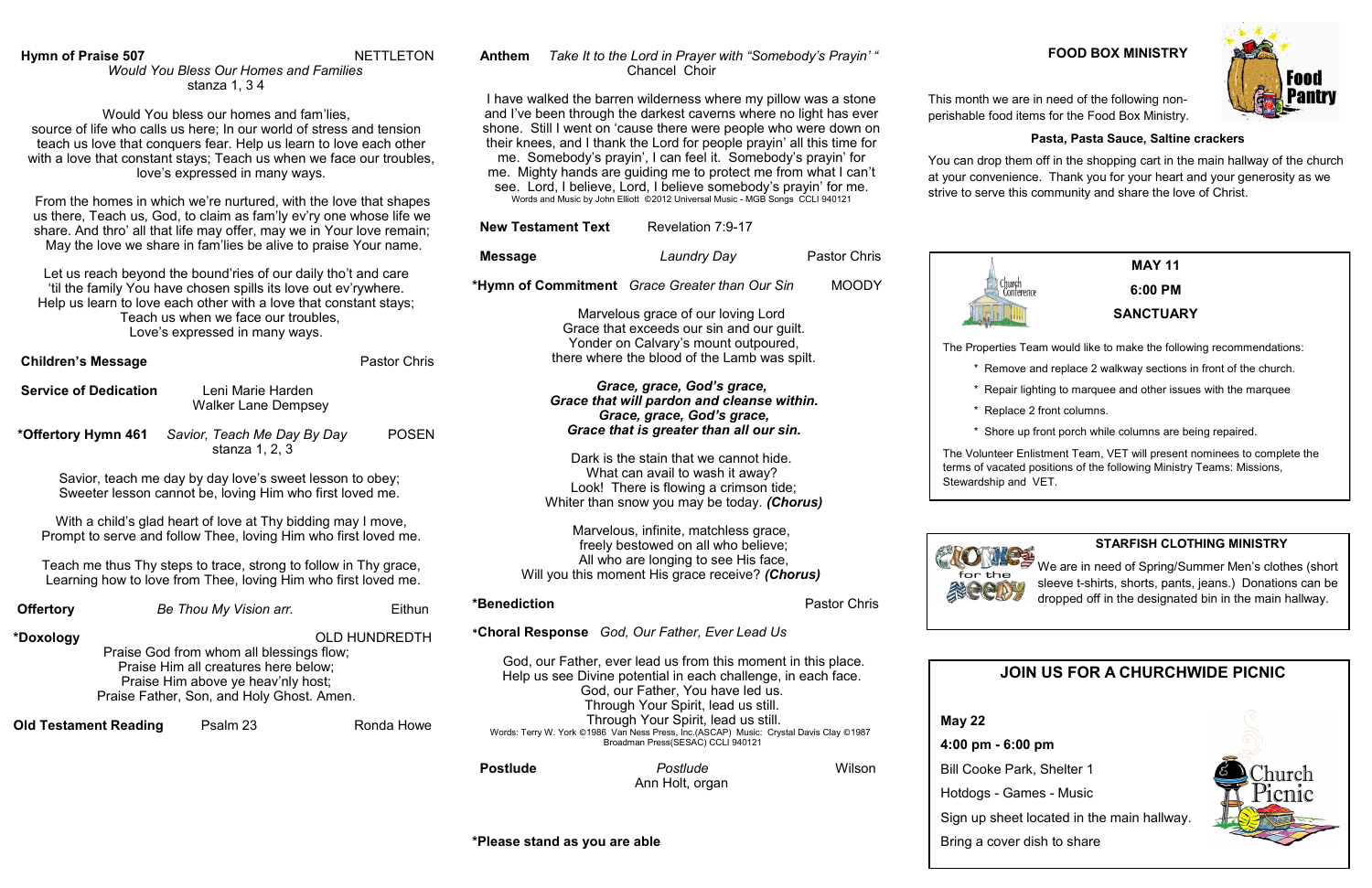**Hymn of Praise 507** NETTLETON
*Would You Bless Our Homes and Families*
stanza 1, 3 4

Would You bless our homes and fam'lies,
source of life who calls us here; In our world of stress and tension
teach us love that conquers fear. Help us learn to love each other
with a love that constant stays; Teach us when we face our troubles,
love's expressed in many ways.

From the homes in which we're nurtured, with the love that shapes
us there, Teach us, God, to claim as fam'ly ev'ry one whose life we
share. And thro' all that life may offer, may we in Your love remain;
May the love we share in fam'lies be alive to praise Your name.

Let us reach beyond the bound'ries of our daily tho't and care
'til the family You have chosen spills its love out ev'rywhere.
Help us learn to love each other with a love that constant stays;
Teach us when we face our troubles,
Love's expressed in many ways.

**Children's Message** Pastor Chris

**Service of Dedication** Leni Marie Harden
Walker Lane Dempsey

**\*Offertory Hymn 461** *Savior, Teach Me Day By Day* POSEN
stanza 1, 2, 3

Savior, teach me day by day love's sweet lesson to obey;
Sweeter lesson cannot be, loving Him who first loved me.

With a child's glad heart of love at Thy bidding may I move,
Prompt to serve and follow Thee, loving Him who first loved me.

Teach me thus Thy steps to trace, strong to follow in Thy grace,
Learning how to love from Thee, loving Him who first loved me.

**Offertory** *Be Thou My Vision arr.* Eithun

**\*Doxology** OLD HUNDREDTH
Praise God from whom all blessings flow;
Praise Him all creatures here below;
Praise Him above ye heav'nly host;
Praise Father, Son, and Holy Ghost. Amen.

**Old Testament Reading** Psalm 23 Ronda Howe

**Anthem** *Take It to the Lord in Prayer with "Somebody's Prayin' "*
Chancel Choir

I have walked the barren wilderness where my pillow was a stone and I've been through the darkest caverns where no light has ever shone. Still I went on 'cause there were people who were down on their knees, and I thank the Lord for people prayin' all this time for me. Somebody's prayin', I can feel it. Somebody's prayin' for me. Mighty hands are guiding me to protect me from what I can't see. Lord, I believe, Lord, I believe somebody's prayin' for me.
Words and Music by John Elliott ©2012 Universal Music - MGB Songs CCLI 940121

**New Testament Text** Revelation 7:9-17

**Message** *Laundry Day* Pastor Chris

**\*Hymn of Commitment** *Grace Greater than Our Sin* MOODY

Marvelous grace of our loving Lord
Grace that exceeds our sin and our guilt.
Yonder on Calvary's mount outpoured,
there where the blood of the Lamb was spilt.

***Grace, grace, God's grace,***
***Grace that will pardon and cleanse within.***
***Grace, grace, God's grace,***
***Grace that is greater than all our sin.***

Dark is the stain that we cannot hide.
What can avail to wash it away?
Look! There is flowing a crimson tide;
Whiter than snow you may be today. ***(Chorus)***

Marvelous, infinite, matchless grace,
freely bestowed on all who believe;
All who are longing to see His face,
Will you this moment His grace receive? ***(Chorus)***

**\*Benediction** Pastor Chris

**\*Choral Response** *God, Our Father, Ever Lead Us*

God, our Father, ever lead us from this moment in this place.
Help us see Divine potential in each challenge, in each face.
God, our Father, You have led us.
Through Your Spirit, lead us still.
Through Your Spirit, lead us still.
Words: Terry W. York ©1986 Van Ness Press, Inc.(ASCAP) Music: Crystal Davis Clay ©1987 Broadman Press(SESAC) CCLI 940121

**Postlude** *Postlude* Wilson
Ann Holt, organ

**\*Please stand as you are able**

## FOOD BOX MINISTRY

This month we are in need of the following non-perishable food items for the Food Box Ministry.

**Pasta, Pasta Sauce, Saltine crackers**

You can drop them off in the shopping cart in the main hallway of the church at your convenience. Thank you for your heart and your generosity as we strive to serve this community and share the love of Christ.

## MAY 11
## 6:00 PM
## SANCTUARY

The Properties Team would like to make the following recommendations:

* Remove and replace 2 walkway sections in front of the church.
* Repair lighting to marquee and other issues with the marquee
* Replace 2 front columns.
* Shore up front porch while columns are being repaired.

The Volunteer Enlistment Team, VET will present nominees to complete the terms of vacated positions of the following Ministry Teams: Missions, Stewardship and VET.

## STARFISH CLOTHING MINISTRY

We are in need of Spring/Summer Men's clothes (short sleeve t-shirts, shorts, pants, jeans.) Donations can be dropped off in the designated bin in the main hallway.

## JOIN US FOR A CHURCHWIDE PICNIC

**May 22**

**4:00 pm - 6:00 pm**

Bill Cooke Park, Shelter 1

Hotdogs - Games - Music

Sign up sheet located in the main hallway.

Bring a cover dish to share